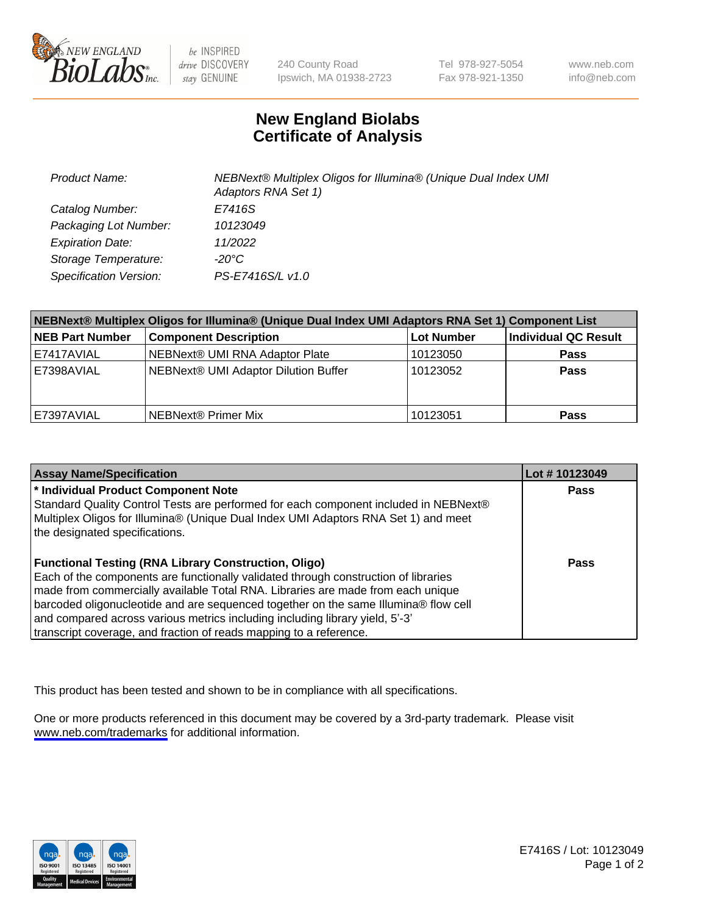New England BioLabs Inc. — be INSPIRED drive DISCOVERY stay GENUINE

240 County Road
Ipswich, MA 01938-2723

Tel 978-927-5054
Fax 978-921-1350

www.neb.com
info@neb.com

# New England Biolabs
# Certificate of Analysis

| | |
|---|---|
| *Product Name:* | *NEBNext® Multiplex Oligos for Illumina® (Unique Dual Index UMI Adaptors RNA Set 1)* |
| *Catalog Number:* | *E7416S* |
| *Packaging Lot Number:* | *10123049* |
| *Expiration Date:* | *11/2022* |
| *Storage Temperature:* | *-20°C* |
| *Specification Version:* | *PS-E7416S/L v1.0* |

**NEBNext® Multiplex Oligos for Illumina® (Unique Dual Index UMI Adaptors RNA Set 1) Component List**

| NEB Part Number | Component Description | Lot Number | Individual QC Result |
|---|---|---|---|
| E7417AVIAL | NEBNext® UMI RNA Adaptor Plate | 10123050 | **Pass** |
| E7398AVIAL | NEBNext® UMI Adaptor Dilution Buffer | 10123052 | **Pass** |
| E7397AVIAL | NEBNext® Primer Mix | 10123051 | **Pass** |

| Assay Name/Specification | Lot # 10123049 |
|---|---|
| **\* Individual Product Component Note**<br>Standard Quality Control Tests are performed for each component included in NEBNext® Multiplex Oligos for Illumina® (Unique Dual Index UMI Adaptors RNA Set 1) and meet the designated specifications. | **Pass** |
| **Functional Testing (RNA Library Construction, Oligo)**<br>Each of the components are functionally validated through construction of libraries made from commercially available Total RNA. Libraries are made from each unique barcoded oligonucleotide and are sequenced together on the same Illumina® flow cell and compared across various metrics including including library yield, 5'-3' transcript coverage, and fraction of reads mapping to a reference. | **Pass** |

This product has been tested and shown to be in compliance with all specifications.

One or more products referenced in this document may be covered by a 3rd-party trademark. Please visit www.neb.com/trademarks for additional information.

ISO 9001 Registered Quality Management | ISO 13485 Registered Medical Devices | ISO 14001 Registered Environmental Management

E7416S / Lot: 10123049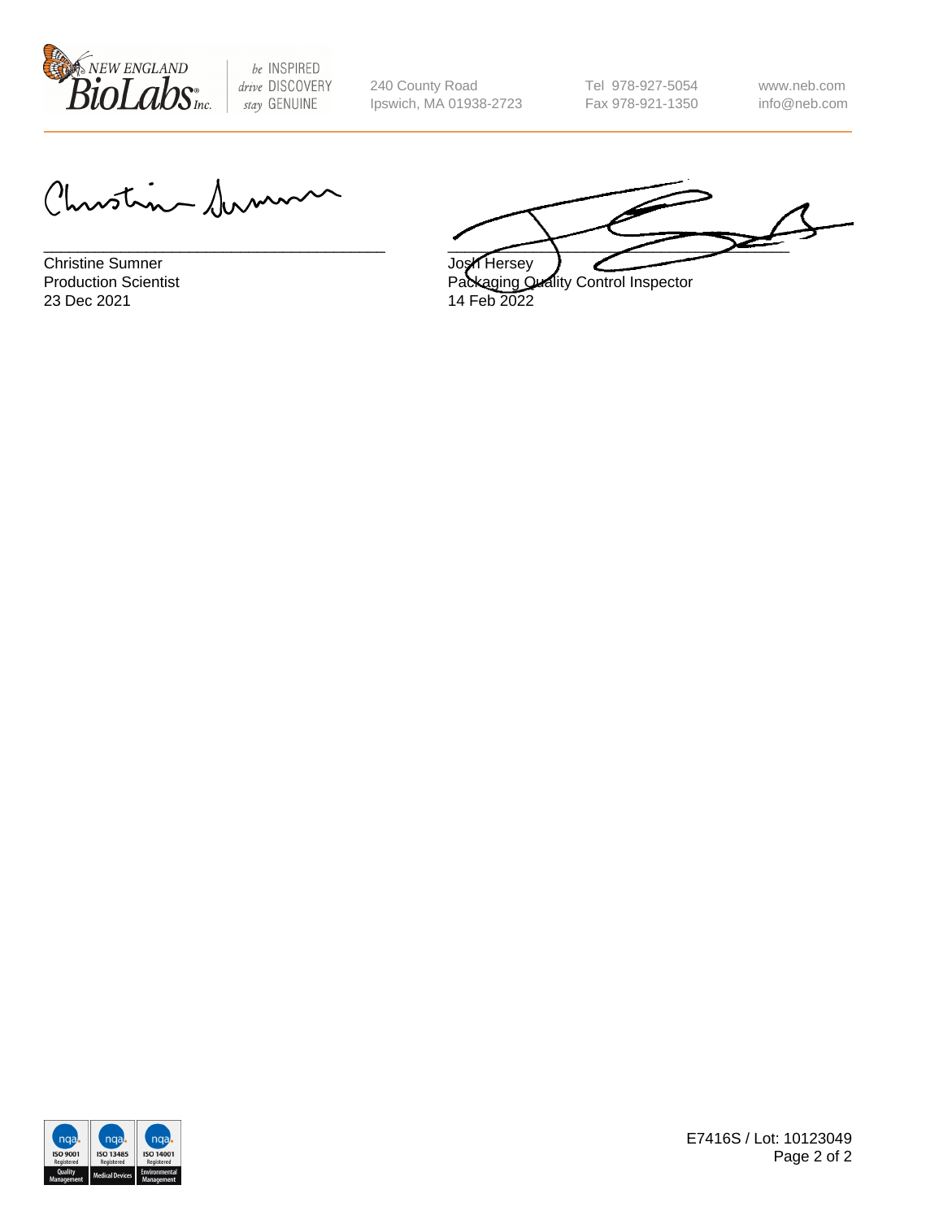Christine Sumner
Production Scientist
23 Dec 2021

Josh Hersey
Packaging Quality Control Inspector
14 Feb 2022

E7416S / Lot: 10123049